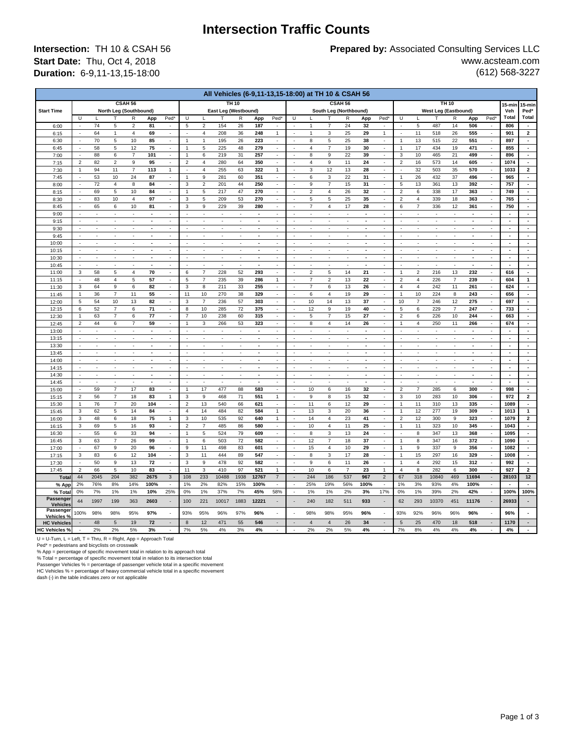# Intersection Traffic Counts

**Intersection:** TH 10 & CSAH 56
**Start Date:** Thu, Oct 4, 2018
**Duration:** 6-9,11-13,15-18:00

**Prepared by:** Associated Consulting Services LLC
www.acsteam.com
(612) 568-3227

| All Vehicles (6-9,11-13,15-18:00) at TH 10 & CSAH 56 | | | | | | | | | | | | | | | | | | | | | | | | | | |
|---|---|---|---|---|---|---|---|---|---|---|---|---|---|---|---|---|---|---|---|---|---|---|---|---|---|---|
| Start Time | CSAH 56 North Leg (Southbound) | | | | | | TH 10 East Leg (Westbound) | | | | | | CSAH 56 South Leg (Northbound) | | | | | | TH 10 West Leg (Eastbound) | | | | | | 15-min Veh Total | 15-min Ped* Total |
| | U | L | T | R | App | Ped* | U | L | T | R | App | Ped* | U | L | T | R | App | Ped* | U | L | T | R | App | Ped* | | |
| 6:00 | - | 74 | 5 | 2 | **81** | - | 5 | 2 | 154 | 26 | **187** | - | - | 1 | 7 | 24 | **32** | - | - | 5 | 487 | 14 | **506** | - | **806** | **-** |
| 6:15 | - | 64 | 1 | 4 | **69** | - | - | 4 | 208 | 36 | **248** | 1 | - | 1 | 3 | 25 | **29** | 1 | - | 11 | 518 | 26 | **555** | - | **901** | **2** |
| 6:30 | - | 70 | 5 | 10 | **85** | - | 1 | 1 | 195 | 26 | **223** | - | - | 8 | 5 | 25 | **38** | - | 1 | 13 | 515 | 22 | **551** | - | **897** | **-** |
| 6:45 | - | 58 | 5 | 12 | **75** | - | 1 | 5 | 225 | 48 | **279** | - | - | 4 | 7 | 19 | **30** | - | 1 | 17 | 434 | 19 | **471** | - | **855** | **-** |
| 7:00 | - | 88 | 6 | 7 | **101** | - | 1 | 6 | 219 | 31 | **257** | - | - | 8 | 9 | 22 | **39** | - | 3 | 10 | 465 | 21 | **499** | - | **896** | **-** |
| 7:15 | 2 | 82 | 2 | 9 | **95** | - | 2 | 4 | 280 | 64 | **350** | - | - | 4 | 9 | 11 | **24** | - | 2 | 16 | 573 | 14 | **605** | - | **1074** | **-** |
| 7:30 | 1 | 94 | 11 | 7 | **113** | 1 | - | 4 | 255 | 63 | **322** | 1 | - | 3 | 12 | 13 | **28** | - | - | 32 | 503 | 35 | **570** | - | **1033** | **2** |
| 7:45 | - | 53 | 10 | 24 | **87** | - | 1 | 9 | 281 | 60 | **351** | - | - | 6 | 3 | 22 | **31** | - | 1 | 26 | 432 | 37 | **496** | - | **965** | **-** |
| 8:00 | - | 72 | 4 | 8 | **84** | - | 3 | 2 | 201 | 44 | **250** | - | - | 9 | 7 | 15 | **31** | - | 5 | 13 | 361 | 13 | **392** | - | **757** | **-** |
| 8:15 | - | 69 | 5 | 10 | **84** | - | 1 | 5 | 217 | 47 | **270** | - | - | 2 | 4 | 26 | **32** | - | 2 | 6 | 338 | 17 | **363** | - | **749** | **-** |
| 8:30 | - | 83 | 10 | 4 | **97** | - | 3 | 5 | 209 | 53 | **270** | - | - | 5 | 5 | 25 | **35** | - | 2 | 4 | 339 | 18 | **363** | - | **765** | **-** |
| 8:45 | - | 65 | 6 | 10 | **81** | - | 3 | 9 | 229 | 39 | **280** | - | - | 7 | 4 | 17 | **28** | - | 6 | 7 | 336 | 12 | **361** | - | **750** | **-** |
| 9:00 | - | - | - | - | **-** | - | - | - | - | - | **-** | - | - | - | - | - | **-** | - | - | - | - | - | **-** | - | **-** | **-** |
| 9:15 | - | - | - | - | **-** | - | - | - | - | - | **-** | - | - | - | - | - | **-** | - | - | - | - | - | **-** | - | **-** | **-** |
| 9:30 | - | - | - | - | **-** | - | - | - | - | - | **-** | - | - | - | - | - | **-** | - | - | - | - | - | **-** | - | **-** | **-** |
| 9:45 | - | - | - | - | **-** | - | - | - | - | - | **-** | - | - | - | - | - | **-** | - | - | - | - | - | **-** | - | **-** | **-** |
| 10:00 | - | - | - | - | **-** | - | - | - | - | - | **-** | - | - | - | - | - | **-** | - | - | - | - | - | **-** | - | **-** | **-** |
| 10:15 | - | - | - | - | **-** | - | - | - | - | - | **-** | - | - | - | - | - | **-** | - | - | - | - | - | **-** | - | **-** | **-** |
| 10:30 | - | - | - | - | **-** | - | - | - | - | - | **-** | - | - | - | - | - | **-** | - | - | - | - | - | **-** | - | **-** | **-** |
| 10:45 | - | - | - | - | **-** | - | - | - | - | - | **-** | - | - | - | - | - | **-** | - | - | - | - | - | **-** | - | **-** | **-** |
| 11:00 | 3 | 58 | 5 | 4 | **70** | - | 6 | 7 | 228 | 52 | **293** | - | - | 2 | 5 | 14 | **21** | - | 1 | 2 | 216 | 13 | **232** | - | **616** | **-** |
| 11:15 | - | 48 | 4 | 5 | **57** | - | 5 | 7 | 235 | 39 | **286** | 1 | - | 7 | 2 | 13 | **22** | - | 2 | 4 | 226 | 7 | **239** | - | **604** | **1** |
| 11:30 | 3 | 64 | 9 | 6 | **82** | - | 3 | 8 | 211 | 33 | **255** | - | - | 7 | 6 | 13 | **26** | - | 4 | 4 | 242 | 11 | **261** | - | **624** | **-** |
| 11:45 | 1 | 36 | 7 | 11 | **55** | - | 11 | 10 | 270 | 38 | **329** | - | - | 6 | 4 | 19 | **29** | - | 1 | 10 | 224 | 8 | **243** | - | **656** | **-** |
| 12:00 | 5 | 54 | 10 | 13 | **82** | - | 3 | 7 | 236 | 57 | **303** | - | - | 10 | 14 | 13 | **37** | - | 10 | 7 | 246 | 12 | **275** | - | **697** | **-** |
| 12:15 | 6 | 52 | 7 | 6 | **71** | - | 8 | 10 | 285 | 72 | **375** | - | - | 12 | 9 | 19 | **40** | - | 5 | 6 | 229 | 7 | **247** | - | **733** | **-** |
| 12:30 | 1 | 63 | 7 | 6 | **77** | - | 7 | 10 | 238 | 60 | **315** | - | - | 5 | 7 | 15 | **27** | - | 2 | 6 | 226 | 10 | **244** | - | **663** | **-** |
| 12:45 | 2 | 44 | 6 | 7 | **59** | - | 1 | 3 | 266 | 53 | **323** | - | - | 8 | 4 | 14 | **26** | - | 1 | 4 | 250 | 11 | **266** | - | **674** | **-** |
| 13:00 | - | - | - | - | **-** | - | - | - | - | - | **-** | - | - | - | - | - | **-** | - | - | - | - | - | **-** | - | **-** | **-** |
| 13:15 | - | - | - | - | **-** | - | - | - | - | - | **-** | - | - | - | - | - | **-** | - | - | - | - | - | **-** | - | **-** | **-** |
| 13:30 | - | - | - | - | **-** | - | - | - | - | - | **-** | - | - | - | - | - | **-** | - | - | - | - | - | **-** | - | **-** | **-** |
| 13:45 | - | - | - | - | **-** | - | - | - | - | - | **-** | - | - | - | - | - | **-** | - | - | - | - | - | **-** | - | **-** | **-** |
| 14:00 | - | - | - | - | **-** | - | - | - | - | - | **-** | - | - | - | - | - | **-** | - | - | - | - | - | **-** | - | **-** | **-** |
| 14:15 | - | - | - | - | **-** | - | - | - | - | - | **-** | - | - | - | - | - | **-** | - | - | - | - | - | **-** | - | **-** | **-** |
| 14:30 | - | - | - | - | **-** | - | - | - | - | - | **-** | - | - | - | - | - | **-** | - | - | - | - | - | **-** | - | **-** | **-** |
| 14:45 | - | - | - | - | **-** | - | - | - | - | - | **-** | - | - | - | - | - | **-** | - | - | - | - | - | **-** | - | **-** | **-** |
| 15:00 | - | 59 | 7 | 17 | **83** | - | 1 | 17 | 477 | 88 | **583** | - | - | 10 | 6 | 16 | **32** | - | 2 | 7 | 285 | 6 | **300** | - | **998** | **-** |
| 15:15 | 2 | 56 | 7 | 18 | **83** | 1 | 3 | 9 | 468 | 71 | **551** | 1 | - | 9 | 8 | 15 | **32** | - | 3 | 10 | 283 | 10 | **306** | - | **972** | **2** |
| 15:30 | 1 | 76 | 7 | 20 | **104** | - | 2 | 13 | 540 | 66 | **621** | - | - | 11 | 6 | 12 | **29** | - | 1 | 11 | 310 | 13 | **335** | - | **1089** | **-** |
| 15:45 | 3 | 62 | 5 | 14 | **84** | - | 4 | 14 | 484 | 82 | **584** | 1 | - | 13 | 3 | 20 | **36** | - | 1 | 12 | 277 | 19 | **309** | - | **1013** | **1** |
| 16:00 | 3 | 48 | 6 | 18 | **75** | 1 | 3 | 10 | 535 | 92 | **640** | 1 | - | 14 | 4 | 23 | **41** | - | 2 | 12 | 300 | 9 | **323** | - | **1079** | **2** |
| 16:15 | 3 | 69 | 5 | 16 | **93** | - | 2 | 7 | 485 | 86 | **580** | - | - | 10 | 4 | 11 | **25** | - | 1 | 11 | 323 | 10 | **345** | - | **1043** | **-** |
| 16:30 | - | 55 | 6 | 33 | **94** | - | 1 | 5 | 524 | 79 | **609** | - | - | 8 | 3 | 13 | **24** | - | - | 8 | 347 | 13 | **368** | - | **1095** | **-** |
| 16:45 | 3 | 63 | 7 | 26 | **99** | - | 1 | 6 | 503 | 72 | **582** | - | - | 12 | 7 | 18 | **37** | - | 1 | 8 | 347 | 16 | **372** | - | **1090** | **-** |
| 17:00 | - | 67 | 9 | 20 | **96** | - | 9 | 11 | 498 | 83 | **601** | - | - | 15 | 4 | 10 | **29** | - | 1 | 9 | 337 | 9 | **356** | - | **1082** | **-** |
| 17:15 | 3 | 83 | 6 | 12 | **104** | - | 3 | 11 | 444 | 89 | **547** | - | - | 8 | 3 | 17 | **28** | - | 1 | 15 | 297 | 16 | **329** | - | **1008** | **-** |
| 17:30 | - | 50 | 9 | 13 | **72** | - | 3 | 9 | 478 | 92 | **582** | - | - | 9 | 6 | 11 | **26** | - | 1 | 4 | 292 | 15 | **312** | - | **992** | **-** |
| 17:45 | 2 | 66 | 5 | 10 | **83** | - | 11 | 3 | 410 | 97 | **521** | 1 | - | 10 | 6 | 7 | **23** | 1 | 4 | 8 | 282 | 6 | **300** | - | **927** | **2** |
| **Total** | 44 | 2045 | 204 | 382 | **2675** | 3 | 108 | 233 | 10488 | 1938 | **12767** | 7 | - | 244 | 186 | 537 | **967** | 2 | 67 | 318 | 10840 | 469 | **11694** | - | **28103** | **12** |
| **% App** | 2% | 76% | 8% | 14% | **100%** | - | 1% | 2% | 82% | 15% | **100%** | - | - | 25% | 19% | 56% | **100%** | - | 1% | 3% | 93% | 4% | **100%** | - | **-** | **-** |
| **% Total** | 0% | 7% | 1% | 1% | **10%** | 25% | 0% | 1% | 37% | 7% | **45%** | 58% | - | 1% | 1% | 2% | **3%** | 17% | 0% | 1% | 39% | 2% | **42%** | - | **100%** | **100%** |
| **Passenger Vehicles** | 44 | 1997 | 199 | 363 | **2603** | - | 100 | 221 | 10017 | 1883 | **12221** | - | - | 240 | 182 | 511 | **933** | - | 62 | 293 | 10370 | 451 | **11176** | - | **26933** | **-** |
| **Passenger Vehicles %** | 100% | 98% | 98% | 95% | **97%** | - | 93% | 95% | 96% | 97% | **96%** | - | - | 98% | 98% | 95% | **96%** | - | 93% | 92% | 96% | 96% | **96%** | - | **96%** | **-** |
| **HC Vehicles** | - | 48 | 5 | 19 | **72** | - | 8 | 12 | 471 | 55 | **546** | - | - | 4 | 4 | 26 | **34** | - | 5 | 25 | 470 | 18 | **518** | - | **1170** | **-** |
| **HC Vehicles %** | - | 2% | 2% | 5% | **3%** | - | 7% | 5% | 4% | 3% | **4%** | - | - | 2% | 2% | 5% | **4%** | - | 7% | 8% | 4% | 4% | **4%** | - | **4%** | **-** |

U = U-Turn, L = Left, T = Thru, R = Right, App = Approach Total
Ped* = pedestrians and bicyclists on crosswalk
% App = percentage of specific movement total in relation to its approach total
% Total = percentage of specific movement total in relation to its intersection total
Passenger Vehicles % = percentage of passenger vehicle total in a specific movement
HC Vehicles % = percentage of heavy commercial vehicle total in a specific movement
dash (-) in the table indicates zero or not applicable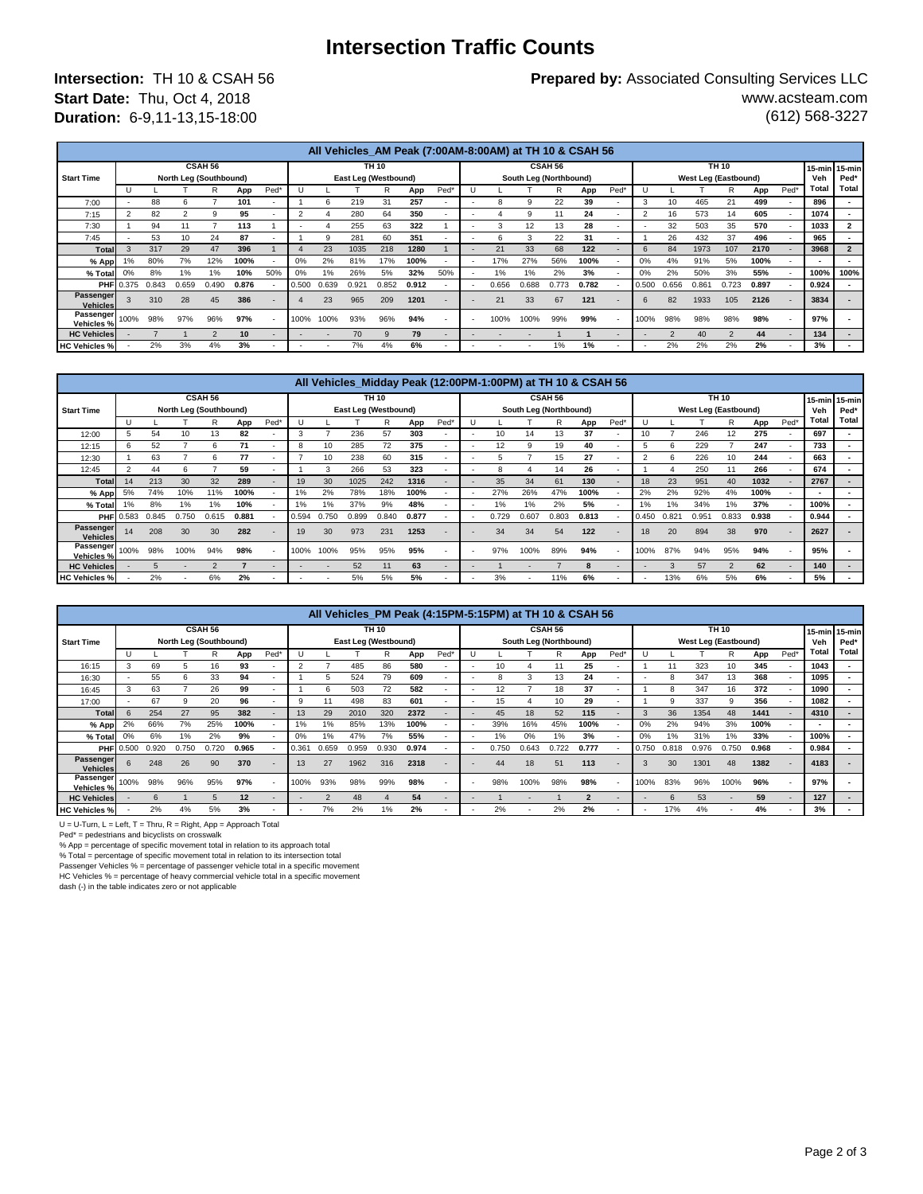# Intersection Traffic Counts

**Intersection:** TH 10 & CSAH 56
**Start Date:** Thu, Oct 4, 2018
**Duration:** 6-9,11-13,15-18:00

**Prepared by:** Associated Consulting Services LLC
www.acsteam.com
(612) 568-3227

| All Vehicles_AM Peak (7:00AM-8:00AM) at TH 10 & CSAH 56 | | | | | | | | | | | | | | | | | | | | | | | | | | |
|---|---|---|---|---|---|---|---|---|---|---|---|---|---|---|---|---|---|---|---|---|---|---|---|---|---|---|
| Start Time | CSAH 56 North Leg (Southbound) | | | | | | TH 10 East Leg (Westbound) | | | | | | CSAH 56 South Leg (Northbound) | | | | | | TH 10 West Leg (Eastbound) | | | | | | 15-min Veh Total | 15-min Ped* Total |
| | U | L | T | R | App | Ped* | U | L | T | R | App | Ped* | U | L | T | R | App | Ped* | U | L | T | R | App | Ped* | | |
| 7:00 | - | 88 | 6 | 7 | 101 | - | 1 | 6 | 219 | 31 | 257 | - | - | 8 | 9 | 22 | 39 | - | 3 | 10 | 465 | 21 | 499 | - | 896 | - |
| 7:15 | 2 | 82 | 2 | 9 | 95 | - | 2 | 4 | 280 | 64 | 350 | - | - | 4 | 9 | 11 | 24 | - | 2 | 16 | 573 | 14 | 605 | - | 1074 | - |
| 7:30 | 1 | 94 | 11 | 7 | 113 | 1 | - | 4 | 255 | 63 | 322 | 1 | - | 3 | 12 | 13 | 28 | - | - | 32 | 503 | 35 | 570 | - | 1033 | 2 |
| 7:45 | - | 53 | 10 | 24 | 87 | - | 1 | 9 | 281 | 60 | 351 | - | - | 6 | 3 | 22 | 31 | - | 1 | 26 | 432 | 37 | 496 | - | 965 | - |
| Total | 3 | 317 | 29 | 47 | 396 | 1 | 4 | 23 | 1035 | 218 | 1280 | 1 | - | 21 | 33 | 68 | 122 | - | 6 | 84 | 1973 | 107 | 2170 | - | 3968 | 2 |
| % App | 1% | 80% | 7% | 12% | 100% | - | 0% | 2% | 81% | 17% | 100% | - | - | 17% | 27% | 56% | 100% | - | 0% | 4% | 91% | 5% | 100% | - | - | - |
| % Total | 0% | 8% | 1% | 1% | 10% | 50% | 0% | 1% | 26% | 5% | 32% | 50% | - | 1% | 1% | 2% | 3% | - | 0% | 2% | 50% | 3% | 55% | - | 100% | 100% |
| PHF | 0.375 | 0.843 | 0.659 | 0.490 | 0.876 | - | 0.500 | 0.639 | 0.921 | 0.852 | 0.912 | - | - | 0.656 | 0.688 | 0.773 | 0.782 | - | 0.500 | 0.656 | 0.861 | 0.723 | 0.897 | - | 0.924 | - |
| Passenger Vehicles | 3 | 310 | 28 | 45 | 386 | - | 4 | 23 | 965 | 209 | 1201 | - | - | 21 | 33 | 67 | 121 | - | 6 | 82 | 1933 | 105 | 2126 | - | 3834 | - |
| Passenger Vehicles % | 100% | 98% | 97% | 96% | 97% | - | 100% | 100% | 93% | 96% | 94% | - | - | 100% | 100% | 99% | 99% | - | 100% | 98% | 98% | 98% | 98% | - | 97% | - |
| HC Vehicles | - | 7 | 1 | 2 | 10 | - | - | - | 70 | 9 | 79 | - | - | - | - | 1 | 1 | - | - | 2 | 40 | 2 | 44 | - | 134 | - |
| HC Vehicles % | - | 2% | 3% | 4% | 3% | - | - | - | 7% | 4% | 6% | - | - | - | - | 1% | 1% | - | - | 2% | 2% | 2% | 2% | - | 3% | - |

| All Vehicles_Midday Peak (12:00PM-1:00PM) at TH 10 & CSAH 56 | | | | | | | | | | | | | | | | | | | | | | | | | | |
|---|---|---|---|---|---|---|---|---|---|---|---|---|---|---|---|---|---|---|---|---|---|---|---|---|---|---|
| Start Time | CSAH 56 North Leg (Southbound) | | | | | | TH 10 East Leg (Westbound) | | | | | | CSAH 56 South Leg (Northbound) | | | | | | TH 10 West Leg (Eastbound) | | | | | | 15-min Veh Total | 15-min Ped* Total |
| | U | L | T | R | App | Ped* | U | L | T | R | App | Ped* | U | L | T | R | App | Ped* | U | L | T | R | App | Ped* | | |
| 12:00 | 5 | 54 | 10 | 13 | 82 | - | 3 | 7 | 236 | 57 | 303 | - | - | 10 | 14 | 13 | 37 | - | 10 | 7 | 246 | 12 | 275 | - | 697 | - |
| 12:15 | 6 | 52 | 7 | 6 | 71 | - | 8 | 10 | 285 | 72 | 375 | - | - | 12 | 9 | 19 | 40 | - | 5 | 6 | 229 | 7 | 247 | - | 733 | - |
| 12:30 | 1 | 63 | 7 | 6 | 77 | - | 7 | 10 | 238 | 60 | 315 | - | - | 5 | 7 | 15 | 27 | - | 2 | 6 | 226 | 10 | 244 | - | 663 | - |
| 12:45 | 2 | 44 | 6 | 7 | 59 | - | 1 | 3 | 266 | 53 | 323 | - | - | 8 | 4 | 14 | 26 | - | 1 | 4 | 250 | 11 | 266 | - | 674 | - |
| Total | 14 | 213 | 30 | 32 | 289 | - | 19 | 30 | 1025 | 242 | 1316 | - | - | 35 | 34 | 61 | 130 | - | 18 | 23 | 951 | 40 | 1032 | - | 2767 | - |
| % App | 5% | 74% | 10% | 11% | 100% | - | 1% | 2% | 78% | 18% | 100% | - | - | 27% | 26% | 47% | 100% | - | 2% | 2% | 92% | 4% | 100% | - | - | - |
| % Total | 1% | 8% | 1% | 1% | 10% | - | 1% | 1% | 37% | 9% | 48% | - | - | 1% | 1% | 2% | 5% | - | 1% | 1% | 34% | 1% | 37% | - | 100% | - |
| PHF | 0.583 | 0.845 | 0.750 | 0.615 | 0.881 | - | 0.594 | 0.750 | 0.899 | 0.840 | 0.877 | - | - | 0.729 | 0.607 | 0.803 | 0.813 | - | 0.450 | 0.821 | 0.951 | 0.833 | 0.938 | - | 0.944 | - |
| Passenger Vehicles | 14 | 208 | 30 | 30 | 282 | - | 19 | 30 | 973 | 231 | 1253 | - | - | 34 | 34 | 54 | 122 | - | 18 | 20 | 894 | 38 | 970 | - | 2627 | - |
| Passenger Vehicles % | 100% | 98% | 100% | 94% | 98% | - | 100% | 100% | 95% | 95% | 95% | - | - | 97% | 100% | 89% | 94% | - | 100% | 87% | 94% | 95% | 94% | - | 95% | - |
| HC Vehicles | - | 5 | - | 2 | 7 | - | - | - | 52 | 11 | 63 | - | - | 1 | - | 7 | 8 | - | - | 3 | 57 | 2 | 62 | - | 140 | - |
| HC Vehicles % | - | 2% | - | 6% | 2% | - | - | - | 5% | 5% | 5% | - | - | 3% | - | 11% | 6% | - | - | 13% | 6% | 5% | 6% | - | 5% | - |

| All Vehicles_PM Peak (4:15PM-5:15PM) at TH 10 & CSAH 56 | | | | | | | | | | | | | | | | | | | | | | | | | | |
|---|---|---|---|---|---|---|---|---|---|---|---|---|---|---|---|---|---|---|---|---|---|---|---|---|---|---|
| Start Time | CSAH 56 North Leg (Southbound) | | | | | | TH 10 East Leg (Westbound) | | | | | | CSAH 56 South Leg (Northbound) | | | | | | TH 10 West Leg (Eastbound) | | | | | | 15-min Veh Total | 15-min Ped* Total |
| | U | L | T | R | App | Ped* | U | L | T | R | App | Ped* | U | L | T | R | App | Ped* | U | L | T | R | App | Ped* | | |
| 16:15 | 3 | 69 | 5 | 16 | 93 | - | 2 | 7 | 485 | 86 | 580 | - | - | 10 | 4 | 11 | 25 | - | 1 | 11 | 323 | 10 | 345 | - | 1043 | - |
| 16:30 | - | 55 | 6 | 33 | 94 | - | 1 | 5 | 524 | 79 | 609 | - | - | 8 | 3 | 13 | 24 | - | - | 8 | 347 | 13 | 368 | - | 1095 | - |
| 16:45 | 3 | 63 | 7 | 26 | 99 | - | 1 | 6 | 503 | 72 | 582 | - | - | 12 | 7 | 18 | 37 | - | 1 | 8 | 347 | 16 | 372 | - | 1090 | - |
| 17:00 | - | 67 | 9 | 20 | 96 | - | 9 | 11 | 498 | 83 | 601 | - | - | 15 | 4 | 10 | 29 | - | 1 | 9 | 337 | 9 | 356 | - | 1082 | - |
| Total | 6 | 254 | 27 | 95 | 382 | - | 13 | 29 | 2010 | 320 | 2372 | - | - | 45 | 18 | 52 | 115 | - | 3 | 36 | 1354 | 48 | 1441 | - | 4310 | - |
| % App | 2% | 66% | 7% | 25% | 100% | - | 1% | 1% | 85% | 13% | 100% | - | - | 39% | 16% | 45% | 100% | - | 0% | 2% | 94% | 3% | 100% | - | - | - |
| % Total | 0% | 6% | 1% | 2% | 9% | - | 0% | 1% | 47% | 7% | 55% | - | - | 1% | 0% | 1% | 3% | - | 0% | 1% | 31% | 1% | 33% | - | 100% | - |
| PHF | 0.500 | 0.920 | 0.750 | 0.720 | 0.965 | - | 0.361 | 0.659 | 0.959 | 0.930 | 0.974 | - | - | 0.750 | 0.643 | 0.722 | 0.777 | - | 0.750 | 0.818 | 0.976 | 0.750 | 0.968 | - | 0.984 | - |
| Passenger Vehicles | 6 | 248 | 26 | 90 | 370 | - | 13 | 27 | 1962 | 316 | 2318 | - | - | 44 | 18 | 51 | 113 | - | 3 | 30 | 1301 | 48 | 1382 | - | 4183 | - |
| Passenger Vehicles % | 100% | 98% | 96% | 95% | 97% | - | 100% | 93% | 98% | 99% | 98% | - | - | 98% | 100% | 98% | 98% | - | 100% | 83% | 96% | 100% | 96% | - | 97% | - |
| HC Vehicles | - | 6 | 1 | 5 | 12 | - | - | 2 | 48 | 4 | 54 | - | - | 1 | - | 1 | 2 | - | - | 6 | 53 | - | 59 | - | 127 | - |
| HC Vehicles % | - | 2% | 4% | 5% | 3% | - | - | 7% | 2% | 1% | 2% | - | - | 2% | - | 2% | 2% | - | - | 17% | 4% | - | 4% | - | 3% | - |

U = U-Turn, L = Left, T = Thru, R = Right, App = Approach Total
Ped* = pedestrians and bicyclists on crosswalk
% App = percentage of specific movement total in relation to its approach total
% Total = percentage of specific movement total in relation to its intersection total
Passenger Vehicles % = percentage of passenger vehicle total in a specific movement
HC Vehicles % = percentage of heavy commercial vehicle total in a specific movement
dash (-) in the table indicates zero or not applicable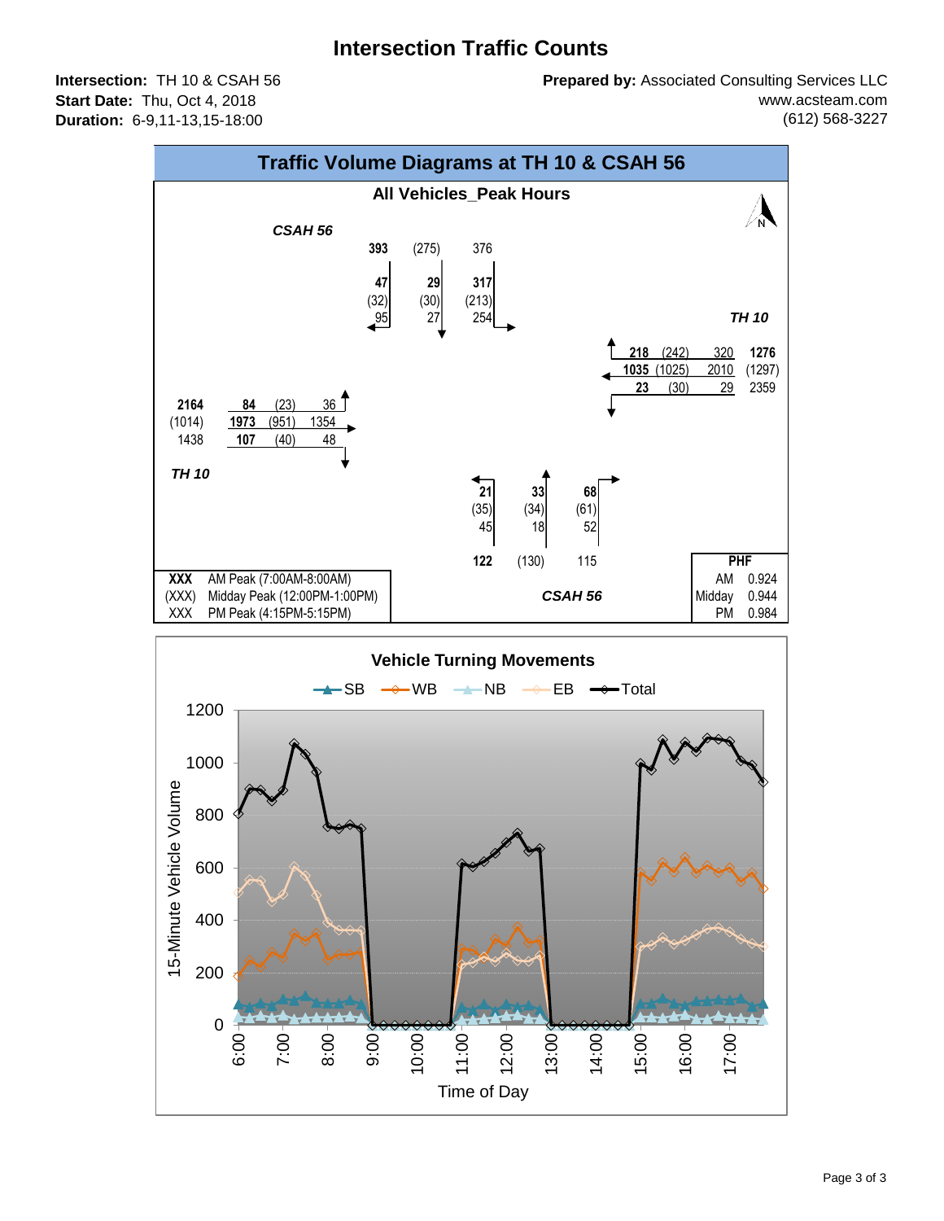# Intersection Traffic Counts

**Intersection:** TH 10 & CSAH 56
**Start Date:** Thu, Oct 4, 2018
**Duration:** 6-9,11-13,15-18:00

**Prepared by:** Associated Consulting Services LLC
www.acsteam.com
(612) 568-3227

## Traffic Volume Diagrams at TH 10 & CSAH 56

### All Vehicles_Peak Hours

N

*CSAH 56*

**393** (275) 376

**47** (32) 95
**29** (30) 27
**317** (213) 254

*TH 10*

**218** (242) 320
**1035** (1025) 2010
**23** (30) 29

**1276** (1297) 2359

**2164** (1014) 1438

**84** (23) 36
**1973** (951) 1354
**107** (40) 48

*TH 10*

**21** (35) 45
**33** (34) 18
**68** (61) 52

**122** (130) 115

*CSAH 56*

| | |
|---|---|
| **XXX** | AM Peak (7:00AM-8:00AM) |
| (XXX) | Midday Peak (12:00PM-1:00PM) |
| XXX | PM Peak (4:15PM-5:15PM) |

| PHF | |
|---|---|
| AM | 0.924 |
| Midday | 0.944 |
| PM | 0.984 |

### Vehicle Turning Movements

SB
WB
NB
EB
Total

15-Minute Vehicle Volume

0
200
400
600
800
1000
1200

6:00
7:00
8:00
9:00
10:00
11:00
12:00
13:00
14:00
15:00
16:00
17:00

Time of Day